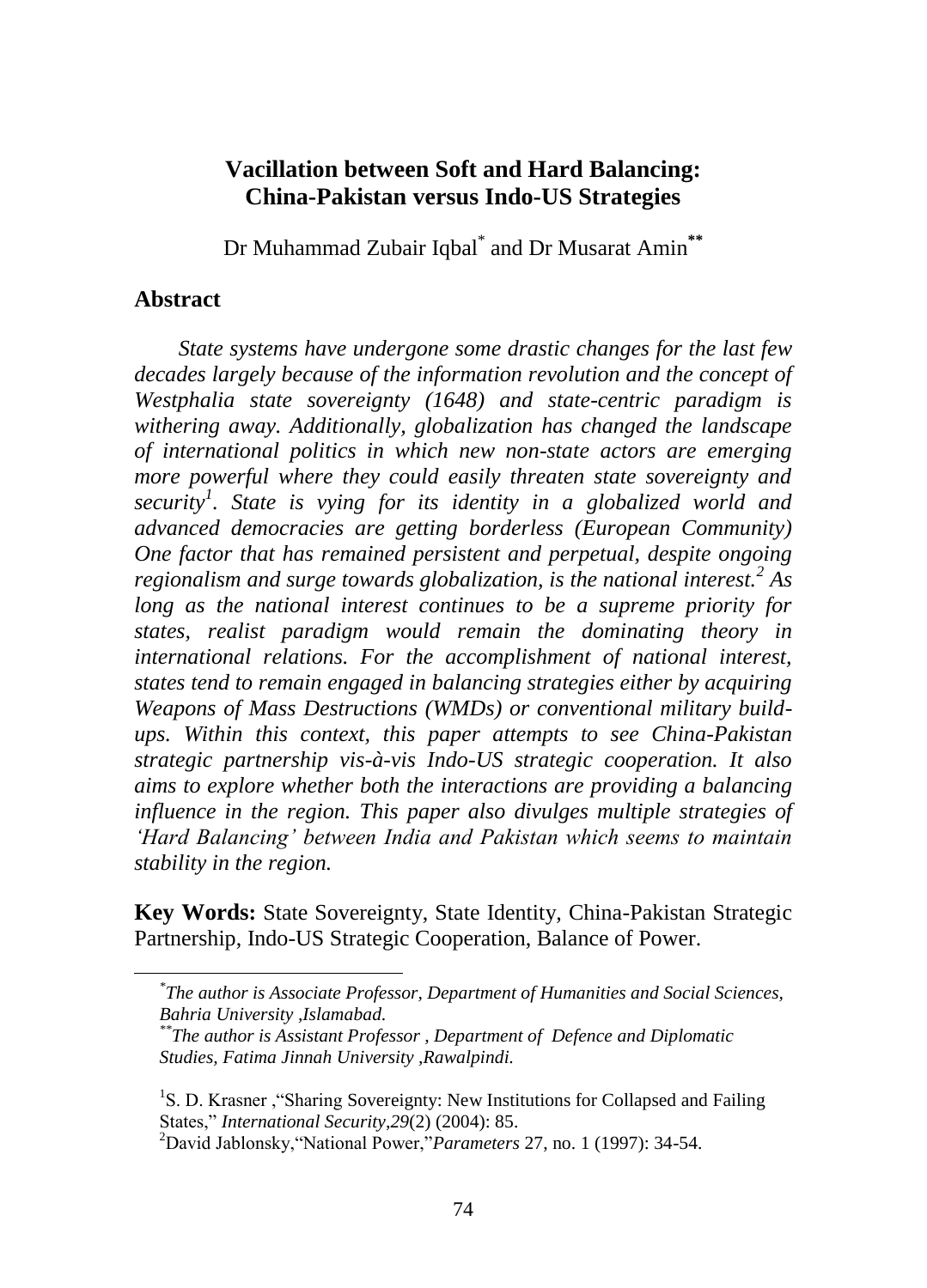# Vacillation between Soft and Hard Balancing: China-Pakistan versus Indo-US Strategies

Dr Muhammad Zubair Iqbal[*] and Dr Musarat Amin[**]

## Abstract

*State systems have undergone some drastic changes for the last few decades largely because of the information revolution and the concept of Westphalia state sovereignty (1648) and state-centric paradigm is withering away. Additionally, globalization has changed the landscape of international politics in which new non-state actors are emerging more powerful where they could easily threaten state sovereignty and security[1]. State is vying for its identity in a globalized world and advanced democracies are getting borderless (European Community) One factor that has remained persistent and perpetual, despite ongoing regionalism and surge towards globalization, is the national interest.[2] As long as the national interest continues to be a supreme priority for states, realist paradigm would remain the dominating theory in international relations. For the accomplishment of national interest, states tend to remain engaged in balancing strategies either by acquiring Weapons of Mass Destructions (WMDs) or conventional military build-ups. Within this context, this paper attempts to see China-Pakistan strategic partnership vis-à-vis Indo-US strategic cooperation. It also aims to explore whether both the interactions are providing a balancing influence in the region. This paper also divulges multiple strategies of 'Hard Balancing' between India and Pakistan which seems to maintain stability in the region.*

**Key Words:** State Sovereignty, State Identity, China-Pakistan Strategic Partnership, Indo-US Strategic Cooperation, Balance of Power.

---

[*] *The author is Associate Professor, Department of Humanities and Social Sciences, Bahria University ,Islamabad.*

[**] *The author is Assistant Professor , Department of Defence and Diplomatic Studies, Fatima Jinnah University ,Rawalpindi.*

[1] S. D. Krasner ,"Sharing Sovereignty: New Institutions for Collapsed and Failing States," *International Security*,*29*(2) (2004): 85.

[2] David Jablonsky,"National Power,"*Parameters* 27, no. 1 (1997): 34-54.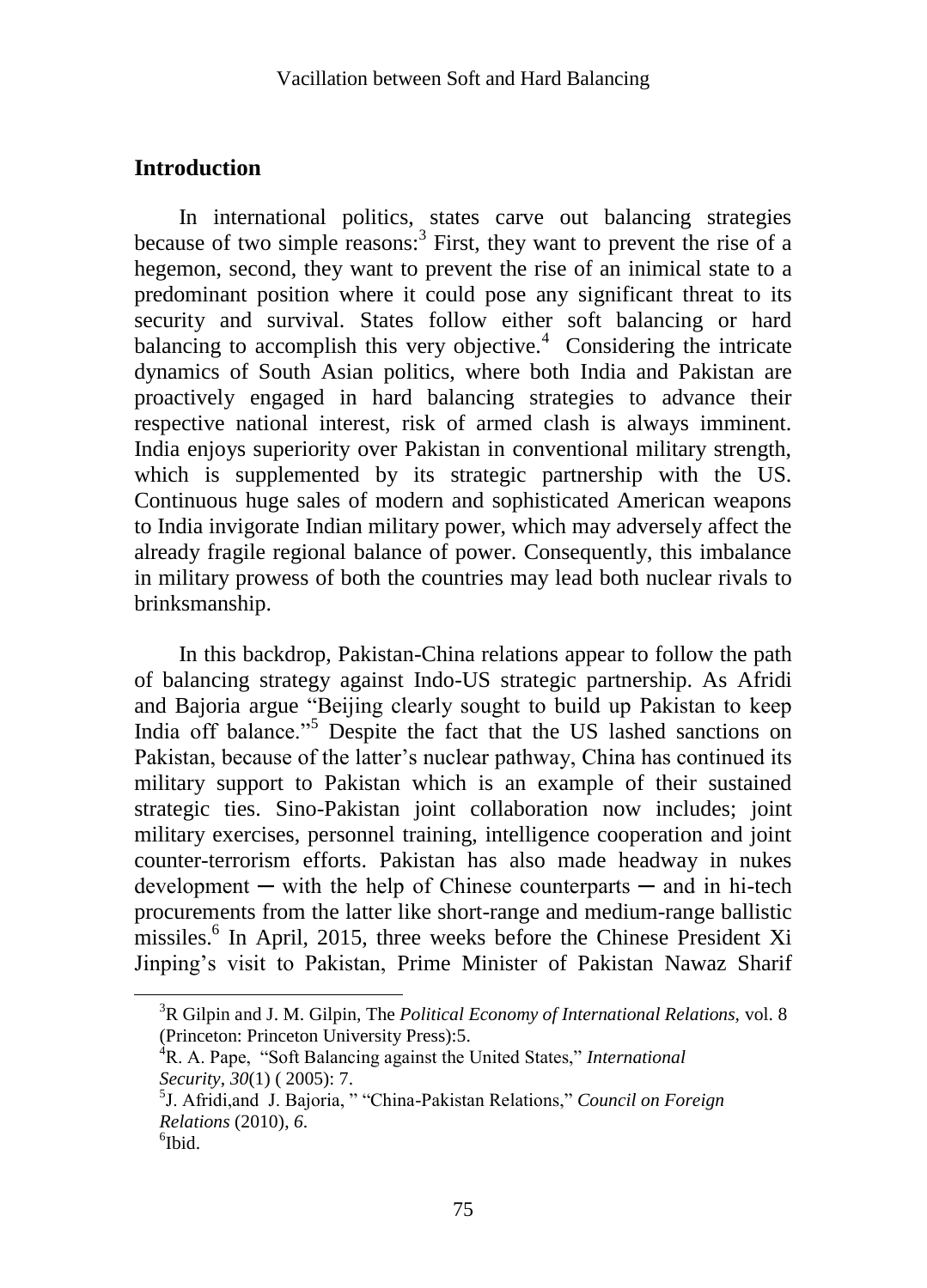## Introduction

In international politics, states carve out balancing strategies because of two simple reasons:[3] First, they want to prevent the rise of a hegemon, second, they want to prevent the rise of an inimical state to a predominant position where it could pose any significant threat to its security and survival. States follow either soft balancing or hard balancing to accomplish this very objective.[4] Considering the intricate dynamics of South Asian politics, where both India and Pakistan are proactively engaged in hard balancing strategies to advance their respective national interest, risk of armed clash is always imminent. India enjoys superiority over Pakistan in conventional military strength, which is supplemented by its strategic partnership with the US. Continuous huge sales of modern and sophisticated American weapons to India invigorate Indian military power, which may adversely affect the already fragile regional balance of power. Consequently, this imbalance in military prowess of both the countries may lead both nuclear rivals to brinksmanship.

In this backdrop, Pakistan-China relations appear to follow the path of balancing strategy against Indo-US strategic partnership. As Afridi and Bajoria argue "Beijing clearly sought to build up Pakistan to keep India off balance."[5] Despite the fact that the US lashed sanctions on Pakistan, because of the latter's nuclear pathway, China has continued its military support to Pakistan which is an example of their sustained strategic ties. Sino-Pakistan joint collaboration now includes; joint military exercises, personnel training, intelligence cooperation and joint counter-terrorism efforts. Pakistan has also made headway in nukes development ─ with the help of Chinese counterparts ─ and in hi-tech procurements from the latter like short-range and medium-range ballistic missiles.[6] In April, 2015, three weeks before the Chinese President Xi Jinping's visit to Pakistan, Prime Minister of Pakistan Nawaz Sharif

---

[3] R Gilpin and J. M. Gilpin, The *Political Economy of International Relations*, vol. 8 (Princeton: Princeton University Press):5.

[4] R. A. Pape, "Soft Balancing against the United States," *International Security*, *30*(1) ( 2005): 7.

[5] J. Afridi,and J. Bajoria, " "China-Pakistan Relations," *Council on Foreign Relations* (2010), *6*.

[6] Ibid.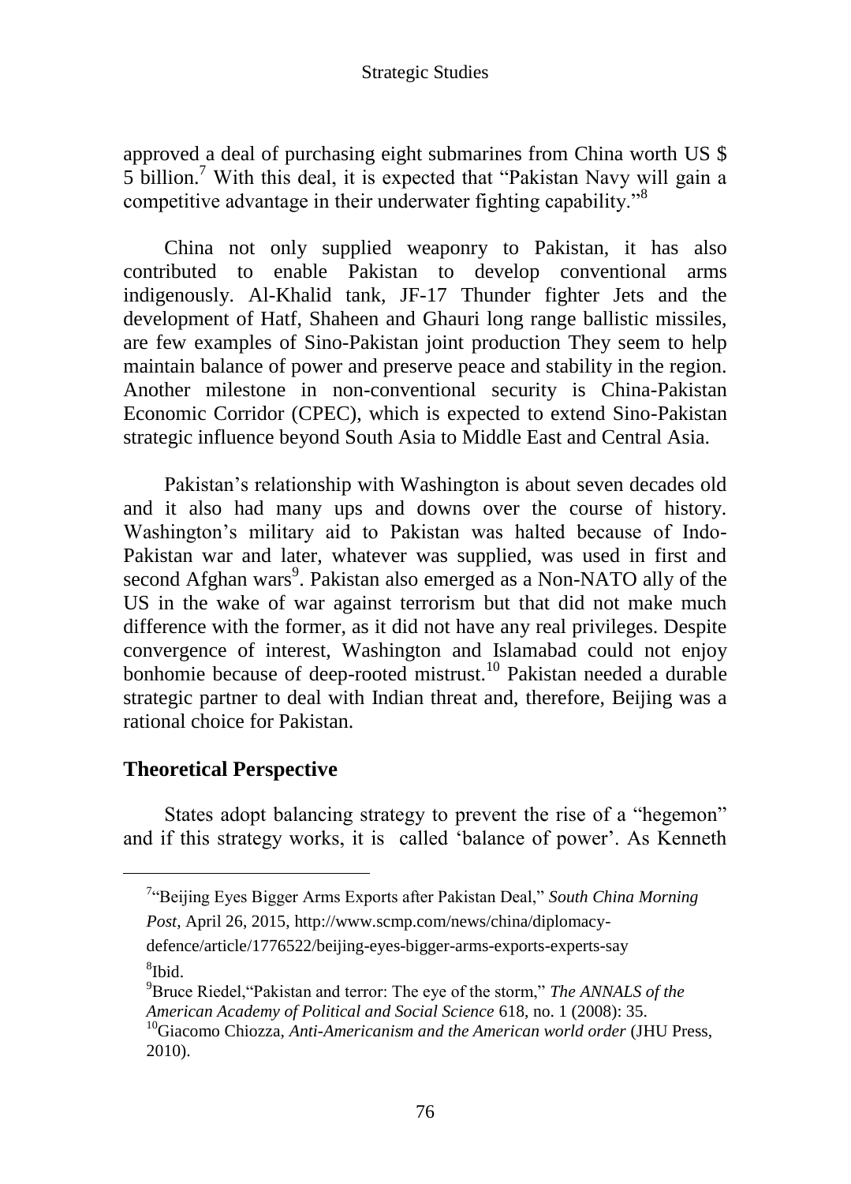approved a deal of purchasing eight submarines from China worth US $ 5 billion.[7] With this deal, it is expected that "Pakistan Navy will gain a competitive advantage in their underwater fighting capability."[8]

China not only supplied weaponry to Pakistan, it has also contributed to enable Pakistan to develop conventional arms indigenously. Al-Khalid tank, JF-17 Thunder fighter Jets and the development of Hatf, Shaheen and Ghauri long range ballistic missiles, are few examples of Sino-Pakistan joint production They seem to help maintain balance of power and preserve peace and stability in the region. Another milestone in non-conventional security is China-Pakistan Economic Corridor (CPEC), which is expected to extend Sino-Pakistan strategic influence beyond South Asia to Middle East and Central Asia.

Pakistan's relationship with Washington is about seven decades old and it also had many ups and downs over the course of history. Washington's military aid to Pakistan was halted because of Indo-Pakistan war and later, whatever was supplied, was used in first and second Afghan wars[9]. Pakistan also emerged as a Non-NATO ally of the US in the wake of war against terrorism but that did not make much difference with the former, as it did not have any real privileges. Despite convergence of interest, Washington and Islamabad could not enjoy bonhomie because of deep-rooted mistrust.[10] Pakistan needed a durable strategic partner to deal with Indian threat and, therefore, Beijing was a rational choice for Pakistan.

## Theoretical Perspective

States adopt balancing strategy to prevent the rise of a "hegemon" and if this strategy works, it is called 'balance of power'. As Kenneth

---

[7]"Beijing Eyes Bigger Arms Exports after Pakistan Deal," *South China Morning Post*, April 26, 2015, http://www.scmp.com/news/china/diplomacy-defence/article/1776522/beijing-eyes-bigger-arms-exports-experts-say

[8]Ibid.

[9]Bruce Riedel,"Pakistan and terror: The eye of the storm," *The ANNALS of the American Academy of Political and Social Science* 618, no. 1 (2008): 35.

[10]Giacomo Chiozza, *Anti-Americanism and the American world order* (JHU Press, 2010).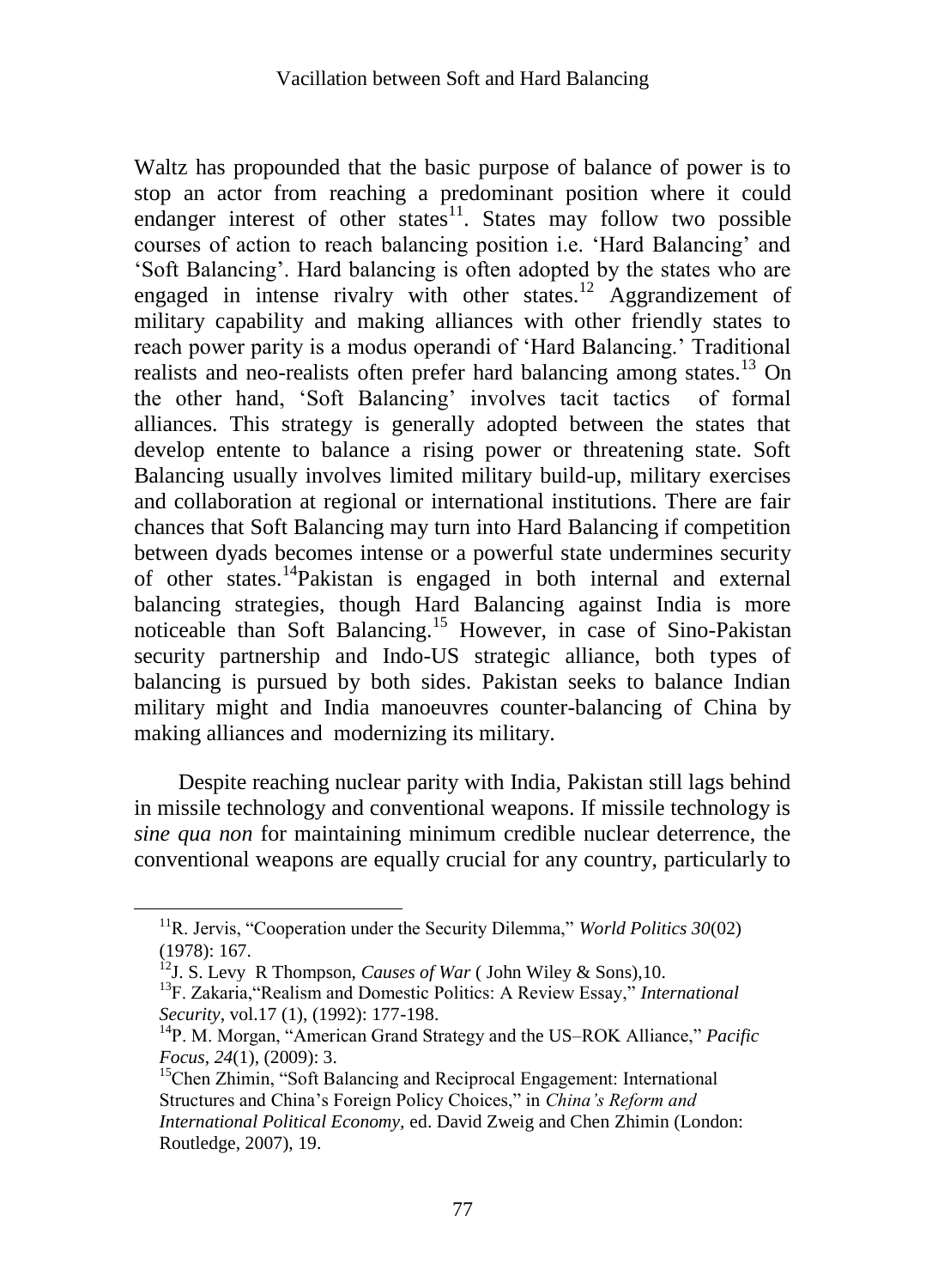Waltz has propounded that the basic purpose of balance of power is to stop an actor from reaching a predominant position where it could endanger interest of other states[11]. States may follow two possible courses of action to reach balancing position i.e. 'Hard Balancing' and 'Soft Balancing'. Hard balancing is often adopted by the states who are engaged in intense rivalry with other states.[12] Aggrandizement of military capability and making alliances with other friendly states to reach power parity is a modus operandi of 'Hard Balancing.' Traditional realists and neo-realists often prefer hard balancing among states.[13] On the other hand, 'Soft Balancing' involves tacit tactics of formal alliances. This strategy is generally adopted between the states that develop entente to balance a rising power or threatening state. Soft Balancing usually involves limited military build-up, military exercises and collaboration at regional or international institutions. There are fair chances that Soft Balancing may turn into Hard Balancing if competition between dyads becomes intense or a powerful state undermines security of other states.[14]Pakistan is engaged in both internal and external balancing strategies, though Hard Balancing against India is more noticeable than Soft Balancing.[15] However, in case of Sino-Pakistan security partnership and Indo-US strategic alliance, both types of balancing is pursued by both sides. Pakistan seeks to balance Indian military might and India manoeuvres counter-balancing of China by making alliances and modernizing its military.

Despite reaching nuclear parity with India, Pakistan still lags behind in missile technology and conventional weapons. If missile technology is *sine qua non* for maintaining minimum credible nuclear deterrence, the conventional weapons are equally crucial for any country, particularly to

---

[11]R. Jervis, "Cooperation under the Security Dilemma," *World Politics 30*(02) (1978): 167.

[12]J. S. Levy R Thompson, *Causes of War* ( John Wiley & Sons),10.

[13]F. Zakaria,"Realism and Domestic Politics: A Review Essay," *International Security*, vol.17 (1), (1992): 177-198.

[14]P. M. Morgan, "American Grand Strategy and the US–ROK Alliance," *Pacific Focus*, *24*(1), (2009): 3.

[15]Chen Zhimin, "Soft Balancing and Reciprocal Engagement: International Structures and China's Foreign Policy Choices," in *China's Reform and International Political Economy*, ed. David Zweig and Chen Zhimin (London: Routledge, 2007), 19.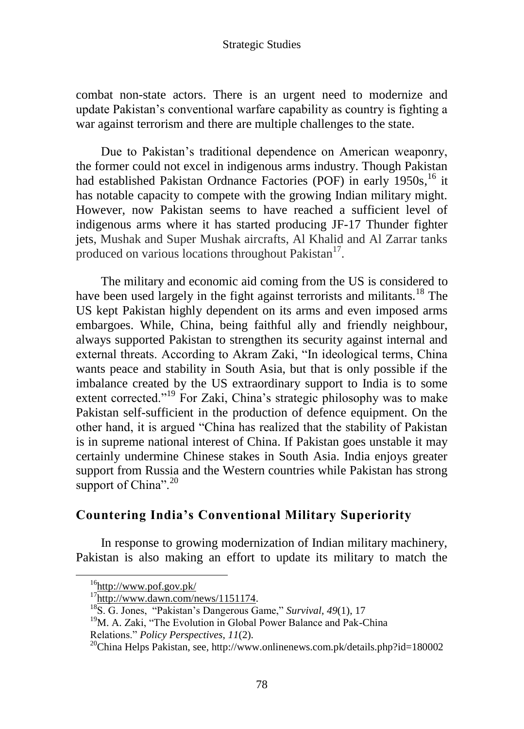combat non-state actors. There is an urgent need to modernize and update Pakistan's conventional warfare capability as country is fighting a war against terrorism and there are multiple challenges to the state.

Due to Pakistan's traditional dependence on American weaponry, the former could not excel in indigenous arms industry. Though Pakistan had established Pakistan Ordnance Factories (POF) in early 1950s,[16] it has notable capacity to compete with the growing Indian military might. However, now Pakistan seems to have reached a sufficient level of indigenous arms where it has started producing JF-17 Thunder fighter jets, Mushak and Super Mushak aircrafts, Al Khalid and Al Zarrar tanks produced on various locations throughout Pakistan[17].

The military and economic aid coming from the US is considered to have been used largely in the fight against terrorists and militants.[18] The US kept Pakistan highly dependent on its arms and even imposed arms embargoes. While, China, being faithful ally and friendly neighbour, always supported Pakistan to strengthen its security against internal and external threats. According to Akram Zaki, "In ideological terms, China wants peace and stability in South Asia, but that is only possible if the imbalance created by the US extraordinary support to India is to some extent corrected."[19] For Zaki, China's strategic philosophy was to make Pakistan self-sufficient in the production of defence equipment. On the other hand, it is argued "China has realized that the stability of Pakistan is in supreme national interest of China. If Pakistan goes unstable it may certainly undermine Chinese stakes in South Asia. India enjoys greater support from Russia and the Western countries while Pakistan has strong support of China".[20]

## Countering India's Conventional Military Superiority

In response to growing modernization of Indian military machinery, Pakistan is also making an effort to update its military to match the

---

[16] http://www.pof.gov.pk/

[17] http://www.dawn.com/news/1151174.

[18] S. G. Jones, "Pakistan's Dangerous Game," *Survival*, *49*(1), 17

[19] M. A. Zaki, "The Evolution in Global Power Balance and Pak-China Relations." *Policy Perspectives*, *11*(2).

[20] China Helps Pakistan, see, http://www.onlinenews.com.pk/details.php?id=180002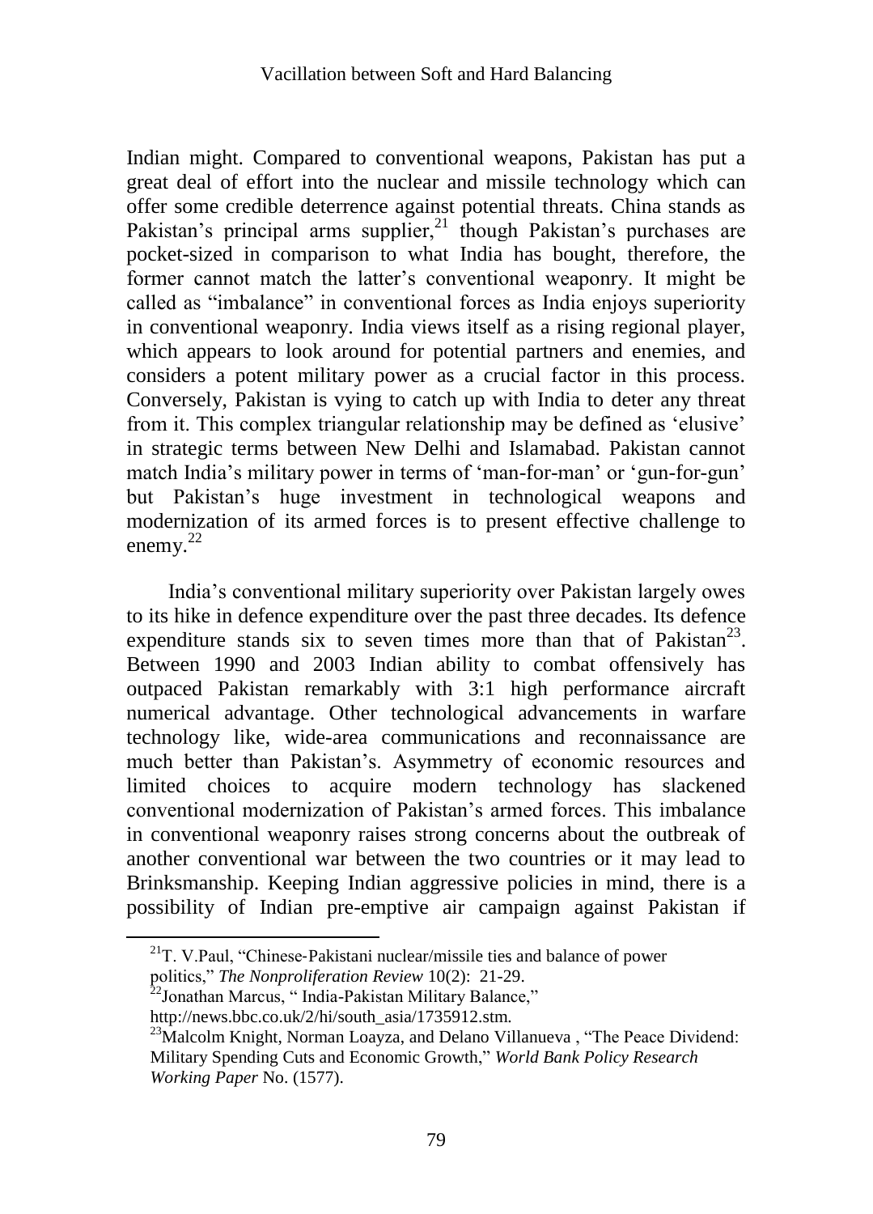Indian might. Compared to conventional weapons, Pakistan has put a great deal of effort into the nuclear and missile technology which can offer some credible deterrence against potential threats. China stands as Pakistan's principal arms supplier,[21] though Pakistan's purchases are pocket-sized in comparison to what India has bought, therefore, the former cannot match the latter's conventional weaponry. It might be called as "imbalance" in conventional forces as India enjoys superiority in conventional weaponry. India views itself as a rising regional player, which appears to look around for potential partners and enemies, and considers a potent military power as a crucial factor in this process. Conversely, Pakistan is vying to catch up with India to deter any threat from it. This complex triangular relationship may be defined as 'elusive' in strategic terms between New Delhi and Islamabad. Pakistan cannot match India's military power in terms of 'man-for-man' or 'gun-for-gun' but Pakistan's huge investment in technological weapons and modernization of its armed forces is to present effective challenge to enemy.[22]

India's conventional military superiority over Pakistan largely owes to its hike in defence expenditure over the past three decades. Its defence expenditure stands six to seven times more than that of Pakistan[23]. Between 1990 and 2003 Indian ability to combat offensively has outpaced Pakistan remarkably with 3:1 high performance aircraft numerical advantage. Other technological advancements in warfare technology like, wide-area communications and reconnaissance are much better than Pakistan's. Asymmetry of economic resources and limited choices to acquire modern technology has slackened conventional modernization of Pakistan's armed forces. This imbalance in conventional weaponry raises strong concerns about the outbreak of another conventional war between the two countries or it may lead to Brinksmanship. Keeping Indian aggressive policies in mind, there is a possibility of Indian pre-emptive air campaign against Pakistan if

[21] T. V.Paul, "Chinese-Pakistani nuclear/missile ties and balance of power politics," *The Nonproliferation Review* 10(2): 21-29.

[22] Jonathan Marcus, " India-Pakistan Military Balance," http://news.bbc.co.uk/2/hi/south_asia/1735912.stm.

[23] Malcolm Knight, Norman Loayza, and Delano Villanueva , "The Peace Dividend: Military Spending Cuts and Economic Growth," *World Bank Policy Research Working Paper* No. (1577).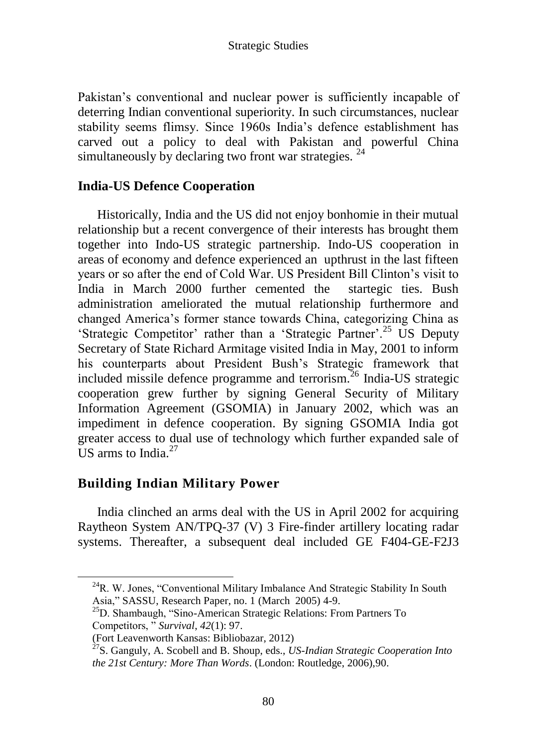Pakistan's conventional and nuclear power is sufficiently incapable of deterring Indian conventional superiority. In such circumstances, nuclear stability seems flimsy. Since 1960s India's defence establishment has carved out a policy to deal with Pakistan and powerful China simultaneously by declaring two front war strategies. [24]

## India-US Defence Cooperation

Historically, India and the US did not enjoy bonhomie in their mutual relationship but a recent convergence of their interests has brought them together into Indo-US strategic partnership. Indo-US cooperation in areas of economy and defence experienced an upthrust in the last fifteen years or so after the end of Cold War. US President Bill Clinton's visit to India in March 2000 further cemented the startegic ties. Bush administration ameliorated the mutual relationship furthermore and changed America's former stance towards China, categorizing China as 'Strategic Competitor' rather than a 'Strategic Partner'.[25] US Deputy Secretary of State Richard Armitage visited India in May, 2001 to inform his counterparts about President Bush's Strategic framework that included missile defence programme and terrorism.[26] India-US strategic cooperation grew further by signing General Security of Military Information Agreement (GSOMIA) in January 2002, which was an impediment in defence cooperation. By signing GSOMIA India got greater access to dual use of technology which further expanded sale of US arms to India.[27]

## Building Indian Military Power

India clinched an arms deal with the US in April 2002 for acquiring Raytheon System AN/TPQ-37 (V) 3 Fire-finder artillery locating radar systems. Thereafter, a subsequent deal included GE F404-GE-F2J3

---

[24] R. W. Jones, "Conventional Military Imbalance And Strategic Stability In South Asia," SASSU, Research Paper, no. 1 (March 2005) 4-9.

[25] D. Shambaugh, "Sino-American Strategic Relations: From Partners To Competitors, " *Survival*, *42*(1): 97.

(Fort Leavenworth Kansas: Bibliobazar, 2012)

[27] S. Ganguly, A. Scobell and B. Shoup, eds., *US-Indian Strategic Cooperation Into the 21st Century: More Than Words*. (London: Routledge, 2006),90.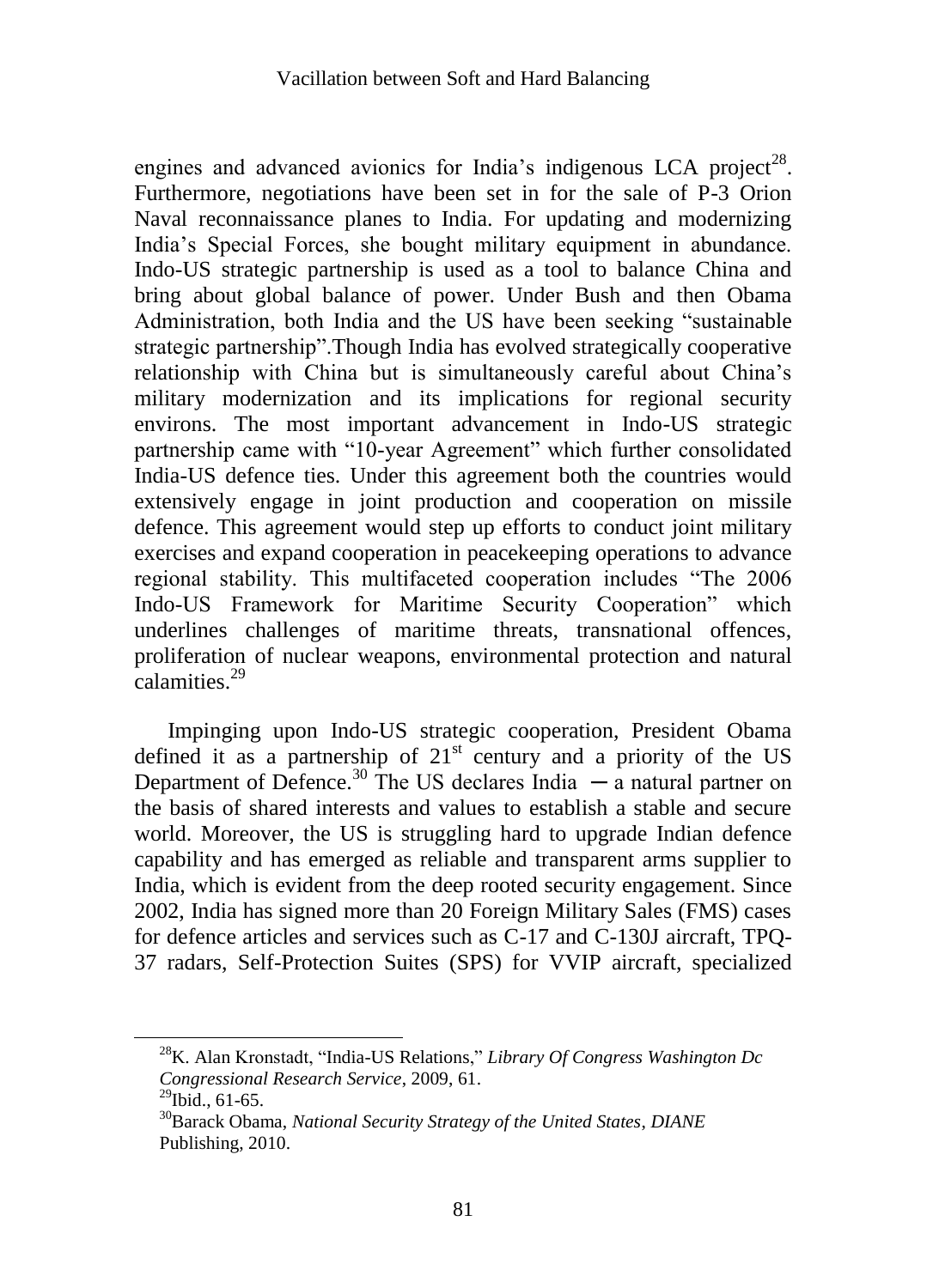engines and advanced avionics for India's indigenous LCA project[28]. Furthermore, negotiations have been set in for the sale of P-3 Orion Naval reconnaissance planes to India. For updating and modernizing India's Special Forces, she bought military equipment in abundance. Indo-US strategic partnership is used as a tool to balance China and bring about global balance of power. Under Bush and then Obama Administration, both India and the US have been seeking "sustainable strategic partnership".Though India has evolved strategically cooperative relationship with China but is simultaneously careful about China's military modernization and its implications for regional security environs. The most important advancement in Indo-US strategic partnership came with "10-year Agreement" which further consolidated India-US defence ties. Under this agreement both the countries would extensively engage in joint production and cooperation on missile defence. This agreement would step up efforts to conduct joint military exercises and expand cooperation in peacekeeping operations to advance regional stability. This multifaceted cooperation includes "The 2006 Indo-US Framework for Maritime Security Cooperation" which underlines challenges of maritime threats, transnational offences, proliferation of nuclear weapons, environmental protection and natural calamities.[29]

Impinging upon Indo-US strategic cooperation, President Obama defined it as a partnership of 21st century and a priority of the US Department of Defence.[30] The US declares India ─ a natural partner on the basis of shared interests and values to establish a stable and secure world. Moreover, the US is struggling hard to upgrade Indian defence capability and has emerged as reliable and transparent arms supplier to India, which is evident from the deep rooted security engagement. Since 2002, India has signed more than 20 Foreign Military Sales (FMS) cases for defence articles and services such as C-17 and C-130J aircraft, TPQ-37 radars, Self-Protection Suites (SPS) for VVIP aircraft, specialized

---

[28] K. Alan Kronstadt, "India-US Relations," *Library Of Congress Washington Dc Congressional Research Service*, 2009, 61.

[29] Ibid., 61-65.

[30] Barack Obama, *National Security Strategy of the United States*, *DIANE* Publishing, 2010.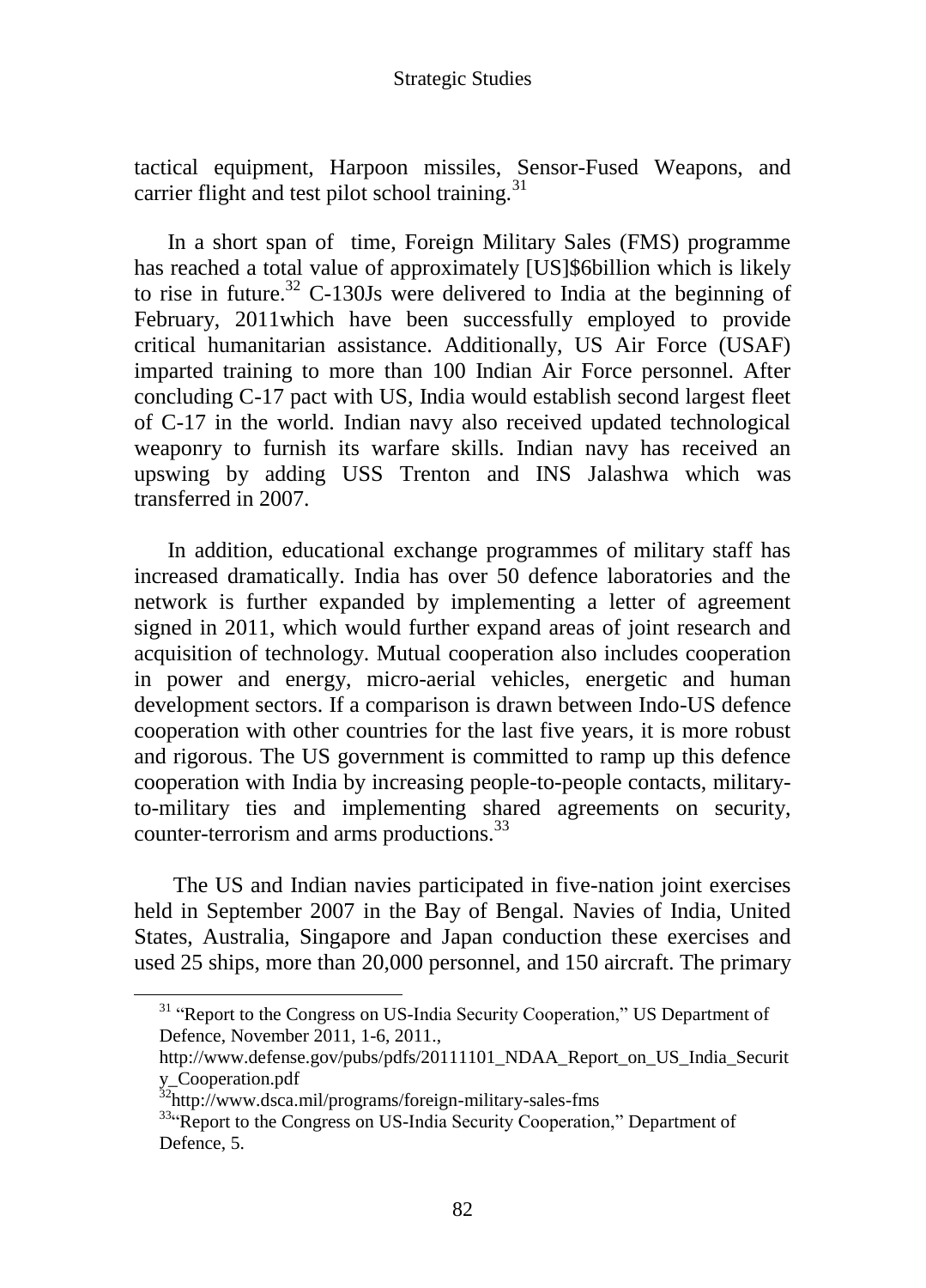tactical equipment, Harpoon missiles, Sensor-Fused Weapons, and carrier flight and test pilot school training.[31]

In a short span of time, Foreign Military Sales (FMS) programme has reached a total value of approximately [US]$6billion which is likely to rise in future.[32] C-130Js were delivered to India at the beginning of February, 2011which have been successfully employed to provide critical humanitarian assistance. Additionally, US Air Force (USAF) imparted training to more than 100 Indian Air Force personnel. After concluding C-17 pact with US, India would establish second largest fleet of C-17 in the world. Indian navy also received updated technological weaponry to furnish its warfare skills. Indian navy has received an upswing by adding USS Trenton and INS Jalashwa which was transferred in 2007.

In addition, educational exchange programmes of military staff has increased dramatically. India has over 50 defence laboratories and the network is further expanded by implementing a letter of agreement signed in 2011, which would further expand areas of joint research and acquisition of technology. Mutual cooperation also includes cooperation in power and energy, micro-aerial vehicles, energetic and human development sectors. If a comparison is drawn between Indo-US defence cooperation with other countries for the last five years, it is more robust and rigorous. The US government is committed to ramp up this defence cooperation with India by increasing people-to-people contacts, military-to-military ties and implementing shared agreements on security, counter-terrorism and arms productions.[33]

The US and Indian navies participated in five-nation joint exercises held in September 2007 in the Bay of Bengal. Navies of India, United States, Australia, Singapore and Japan conduction these exercises and used 25 ships, more than 20,000 personnel, and 150 aircraft. The primary

---

[31] "Report to the Congress on US-India Security Cooperation," US Department of Defence, November 2011, 1-6, 2011., http://www.defense.gov/pubs/pdfs/20111101_NDAA_Report_on_US_India_Security_Cooperation.pdf

[32] http://www.dsca.mil/programs/foreign-military-sales-fms

[33] "Report to the Congress on US-India Security Cooperation," Department of Defence, 5.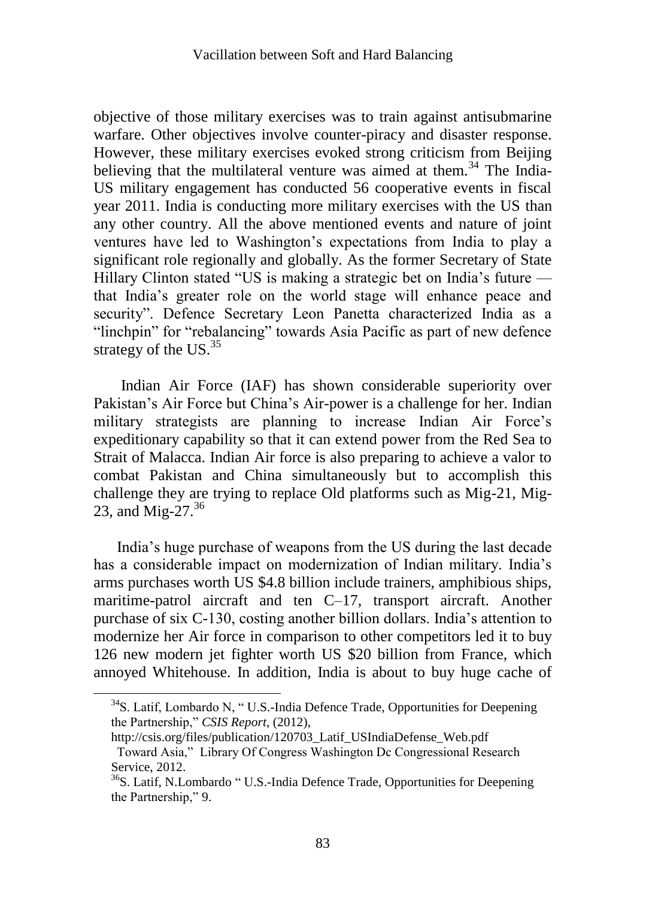objective of those military exercises was to train against antisubmarine warfare. Other objectives involve counter-piracy and disaster response. However, these military exercises evoked strong criticism from Beijing believing that the multilateral venture was aimed at them.[34] The India-US military engagement has conducted 56 cooperative events in fiscal year 2011. India is conducting more military exercises with the US than any other country. All the above mentioned events and nature of joint ventures have led to Washington's expectations from India to play a significant role regionally and globally. As the former Secretary of State Hillary Clinton stated "US is making a strategic bet on India's future — that India's greater role on the world stage will enhance peace and security". Defence Secretary Leon Panetta characterized India as a "linchpin" for "rebalancing" towards Asia Pacific as part of new defence strategy of the US.[35]

Indian Air Force (IAF) has shown considerable superiority over Pakistan's Air Force but China's Air-power is a challenge for her. Indian military strategists are planning to increase Indian Air Force's expeditionary capability so that it can extend power from the Red Sea to Strait of Malacca. Indian Air force is also preparing to achieve a valor to combat Pakistan and China simultaneously but to accomplish this challenge they are trying to replace Old platforms such as Mig-21, Mig-23, and Mig-27.[36]

India's huge purchase of weapons from the US during the last decade has a considerable impact on modernization of Indian military. India's arms purchases worth US $4.8 billion include trainers, amphibious ships, maritime-patrol aircraft and ten C–17, transport aircraft. Another purchase of six C-130, costing another billion dollars. India's attention to modernize her Air force in comparison to other competitors led it to buy 126 new modern jet fighter worth US $20 billion from France, which annoyed Whitehouse. In addition, India is about to buy huge cache of

---

[34] S. Latif, Lombardo N, " U.S.-India Defence Trade, Opportunities for Deepening the Partnership," *CSIS Report*, (2012), http://csis.org/files/publication/120703_Latif_USIndiaDefense_Web.pdf

Toward Asia," Library Of Congress Washington Dc Congressional Research Service, 2012.

[36] S. Latif, N.Lombardo " U.S.-India Defence Trade, Opportunities for Deepening the Partnership," 9.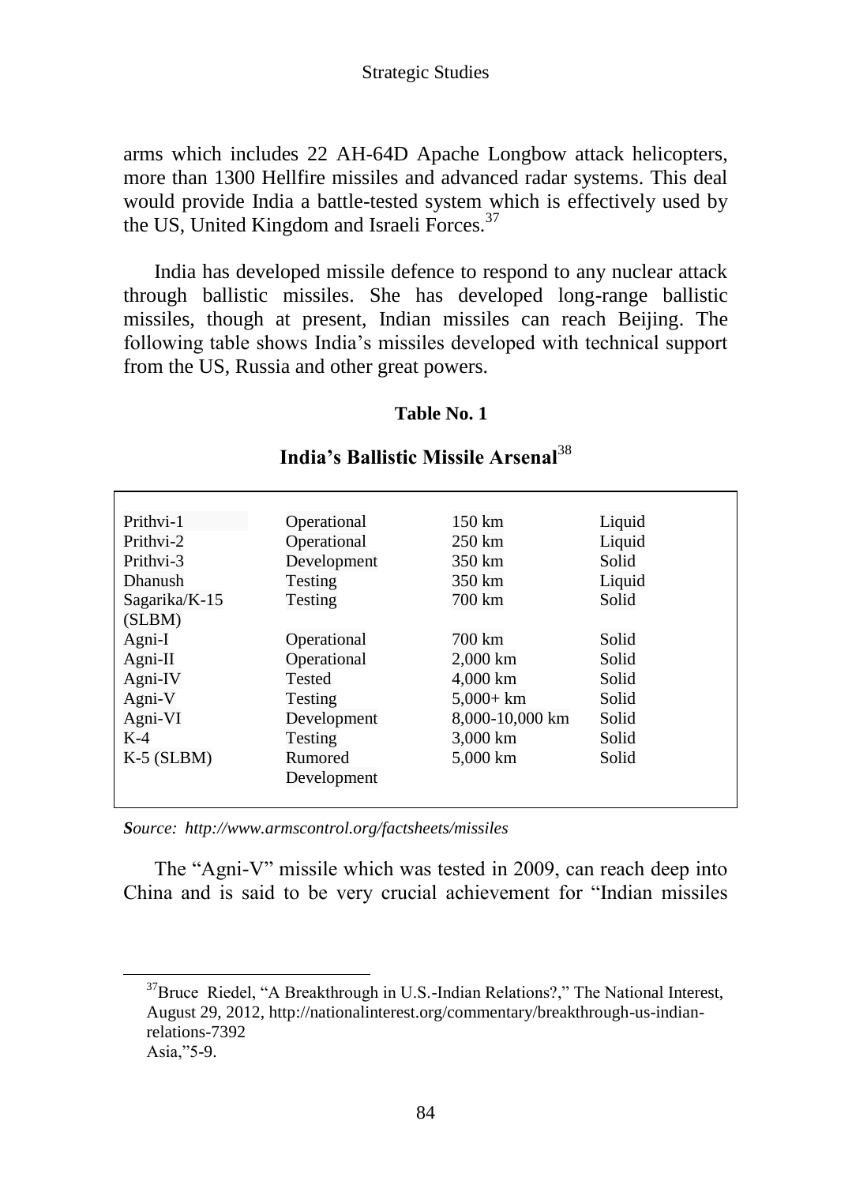arms which includes 22 AH-64D Apache Longbow attack helicopters, more than 1300 Hellfire missiles and advanced radar systems. This deal would provide India a battle-tested system which is effectively used by the US, United Kingdom and Israeli Forces.[37]

India has developed missile defence to respond to any nuclear attack through ballistic missiles. She has developed long-range ballistic missiles, though at present, Indian missiles can reach Beijing. The following table shows India's missiles developed with technical support from the US, Russia and other great powers.

**Table No. 1**

**India's Ballistic Missile Arsenal**[38]

| | | | |
|---|---|---|---|
| Prithvi-1 | Operational | 150 km | Liquid |
| Prithvi-2 | Operational | 250 km | Liquid |
| Prithvi-3 | Development | 350 km | Solid |
| Dhanush | Testing | 350 km | Liquid |
| Sagarika/K-15 (SLBM) | Testing | 700 km | Solid |
| Agni-I | Operational | 700 km | Solid |
| Agni-II | Operational | 2,000 km | Solid |
| Agni-IV | Tested | 4,000 km | Solid |
| Agni-V | Testing | 5,000+ km | Solid |
| Agni-VI | Development | 8,000-10,000 km | Solid |
| K-4 | Testing | 3,000 km | Solid |
| K-5 (SLBM) | Rumored Development | 5,000 km | Solid |

***S**ource: http://www.armscontrol.org/factsheets/missiles*

The "Agni-V" missile which was tested in 2009, can reach deep into China and is said to be very crucial achievement for "Indian missiles

[37] Bruce Riedel, "A Breakthrough in U.S.-Indian Relations?," The National Interest, August 29, 2012, http://nationalinterest.org/commentary/breakthrough-us-indian-relations-7392
Asia,"5-9.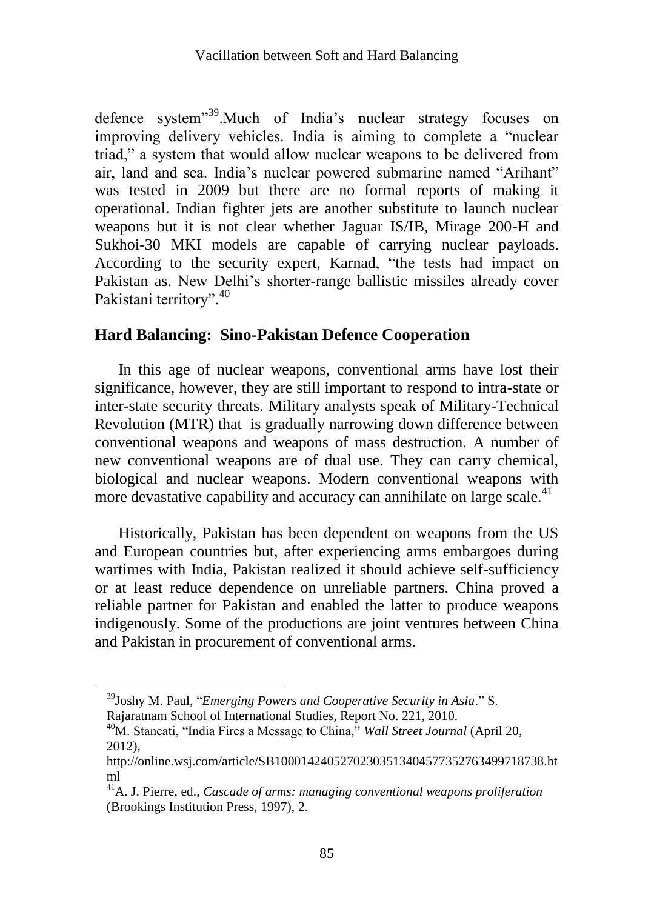defence system"[39].Much of India's nuclear strategy focuses on improving delivery vehicles. India is aiming to complete a "nuclear triad," a system that would allow nuclear weapons to be delivered from air, land and sea. India's nuclear powered submarine named "Arihant" was tested in 2009 but there are no formal reports of making it operational. Indian fighter jets are another substitute to launch nuclear weapons but it is not clear whether Jaguar IS/IB, Mirage 200-H and Sukhoi-30 MKI models are capable of carrying nuclear payloads. According to the security expert, Karnad, "the tests had impact on Pakistan as. New Delhi's shorter-range ballistic missiles already cover Pakistani territory".[40]

## Hard Balancing: Sino-Pakistan Defence Cooperation

In this age of nuclear weapons, conventional arms have lost their significance, however, they are still important to respond to intra-state or inter-state security threats. Military analysts speak of Military-Technical Revolution (MTR) that is gradually narrowing down difference between conventional weapons and weapons of mass destruction. A number of new conventional weapons are of dual use. They can carry chemical, biological and nuclear weapons. Modern conventional weapons with more devastative capability and accuracy can annihilate on large scale.[41]

Historically, Pakistan has been dependent on weapons from the US and European countries but, after experiencing arms embargoes during wartimes with India, Pakistan realized it should achieve self-sufficiency or at least reduce dependence on unreliable partners. China proved a reliable partner for Pakistan and enabled the latter to produce weapons indigenously. Some of the productions are joint ventures between China and Pakistan in procurement of conventional arms.

---

[39] Joshy M. Paul, "*Emerging Powers and Cooperative Security in Asia*." S. Rajaratnam School of International Studies, Report No. 221, 2010.

[40] M. Stancati, "India Fires a Message to China," *Wall Street Journal* (April 20, 2012), http://online.wsj.com/article/SB10001424052702303513404577352763499718738.html

[41] A. J. Pierre, ed., *Cascade of arms: managing conventional weapons proliferation* (Brookings Institution Press, 1997), 2.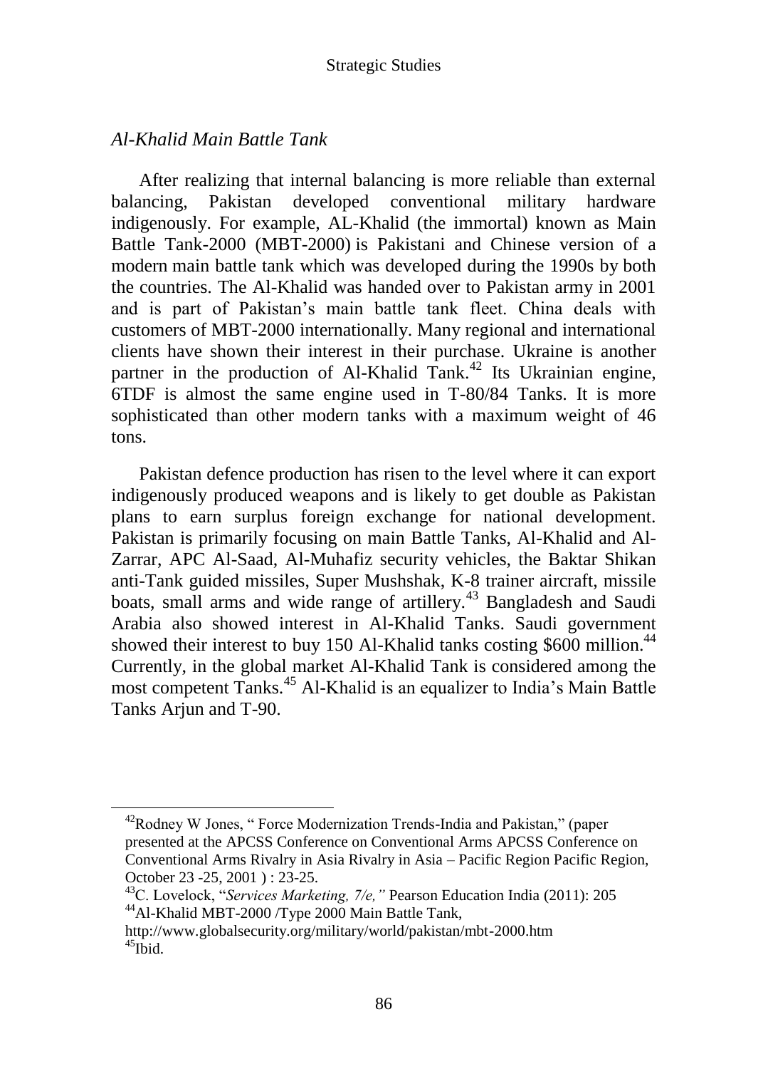### *Al-Khalid Main Battle Tank*

After realizing that internal balancing is more reliable than external balancing, Pakistan developed conventional military hardware indigenously. For example, AL-Khalid (the immortal) known as Main Battle Tank-2000 (MBT-2000) is Pakistani and Chinese version of a modern main battle tank which was developed during the 1990s by both the countries. The Al-Khalid was handed over to Pakistan army in 2001 and is part of Pakistan's main battle tank fleet. China deals with customers of MBT-2000 internationally. Many regional and international clients have shown their interest in their purchase. Ukraine is another partner in the production of Al-Khalid Tank.[42] Its Ukrainian engine, 6TDF is almost the same engine used in T-80/84 Tanks. It is more sophisticated than other modern tanks with a maximum weight of 46 tons.

Pakistan defence production has risen to the level where it can export indigenously produced weapons and is likely to get double as Pakistan plans to earn surplus foreign exchange for national development. Pakistan is primarily focusing on main Battle Tanks, Al-Khalid and Al-Zarrar, APC Al-Saad, Al-Muhafiz security vehicles, the Baktar Shikan anti-Tank guided missiles, Super Mushshak, K-8 trainer aircraft, missile boats, small arms and wide range of artillery.[43] Bangladesh and Saudi Arabia also showed interest in Al-Khalid Tanks. Saudi government showed their interest to buy 150 Al-Khalid tanks costing \$600 million.[44] Currently, in the global market Al-Khalid Tank is considered among the most competent Tanks.[45] Al-Khalid is an equalizer to India's Main Battle Tanks Arjun and T-90.

---

[42] Rodney W Jones, " Force Modernization Trends-India and Pakistan," (paper presented at the APCSS Conference on Conventional Arms APCSS Conference on Conventional Arms Rivalry in Asia Rivalry in Asia – Pacific Region Pacific Region, October 23 -25, 2001 ) : 23-25.

[43] C. Lovelock, "*Services Marketing, 7/e,"* Pearson Education India (2011): 205

[44] Al-Khalid MBT-2000 /Type 2000 Main Battle Tank, http://www.globalsecurity.org/military/world/pakistan/mbt-2000.htm

[45] Ibid.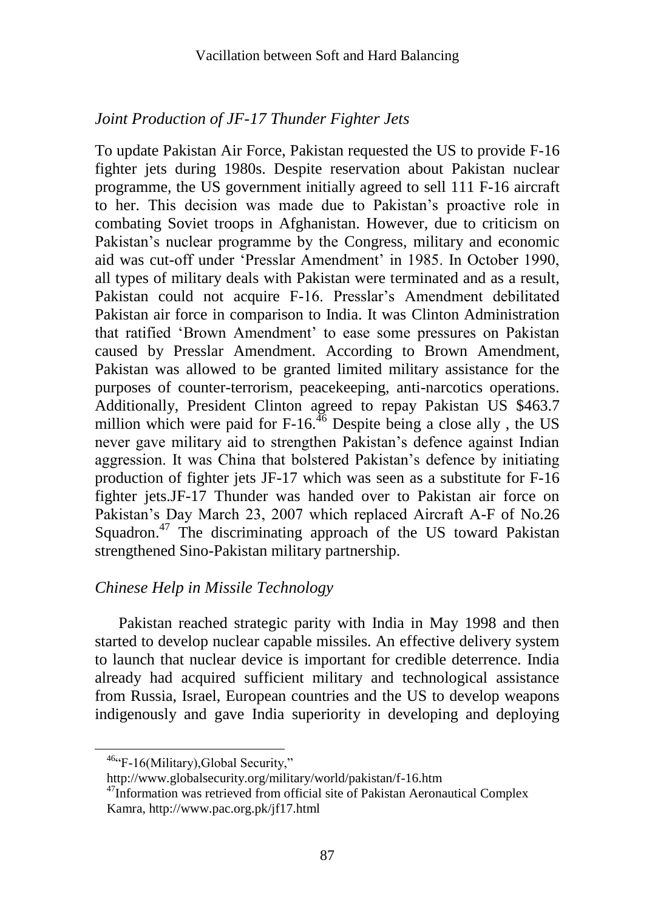### *Joint Production of JF-17 Thunder Fighter Jets*

To update Pakistan Air Force, Pakistan requested the US to provide F-16 fighter jets during 1980s. Despite reservation about Pakistan nuclear programme, the US government initially agreed to sell 111 F-16 aircraft to her. This decision was made due to Pakistan's proactive role in combating Soviet troops in Afghanistan. However, due to criticism on Pakistan's nuclear programme by the Congress, military and economic aid was cut-off under 'Presslar Amendment' in 1985. In October 1990, all types of military deals with Pakistan were terminated and as a result, Pakistan could not acquire F-16. Presslar's Amendment debilitated Pakistan air force in comparison to India. It was Clinton Administration that ratified 'Brown Amendment' to ease some pressures on Pakistan caused by Presslar Amendment. According to Brown Amendment, Pakistan was allowed to be granted limited military assistance for the purposes of counter-terrorism, peacekeeping, anti-narcotics operations. Additionally, President Clinton agreed to repay Pakistan US $463.7 million which were paid for F-16.[46] Despite being a close ally , the US never gave military aid to strengthen Pakistan's defence against Indian aggression. It was China that bolstered Pakistan's defence by initiating production of fighter jets JF-17 which was seen as a substitute for F-16 fighter jets.JF-17 Thunder was handed over to Pakistan air force on Pakistan's Day March 23, 2007 which replaced Aircraft A-F of No.26 Squadron.[47] The discriminating approach of the US toward Pakistan strengthened Sino-Pakistan military partnership.

### *Chinese Help in Missile Technology*

Pakistan reached strategic parity with India in May 1998 and then started to develop nuclear capable missiles. An effective delivery system to launch that nuclear device is important for credible deterrence. India already had acquired sufficient military and technological assistance from Russia, Israel, European countries and the US to develop weapons indigenously and gave India superiority in developing and deploying

---

[46] "F-16(Military),Global Security," http://www.globalsecurity.org/military/world/pakistan/f-16.htm

[47] Information was retrieved from official site of Pakistan Aeronautical Complex Kamra, http://www.pac.org.pk/jf17.html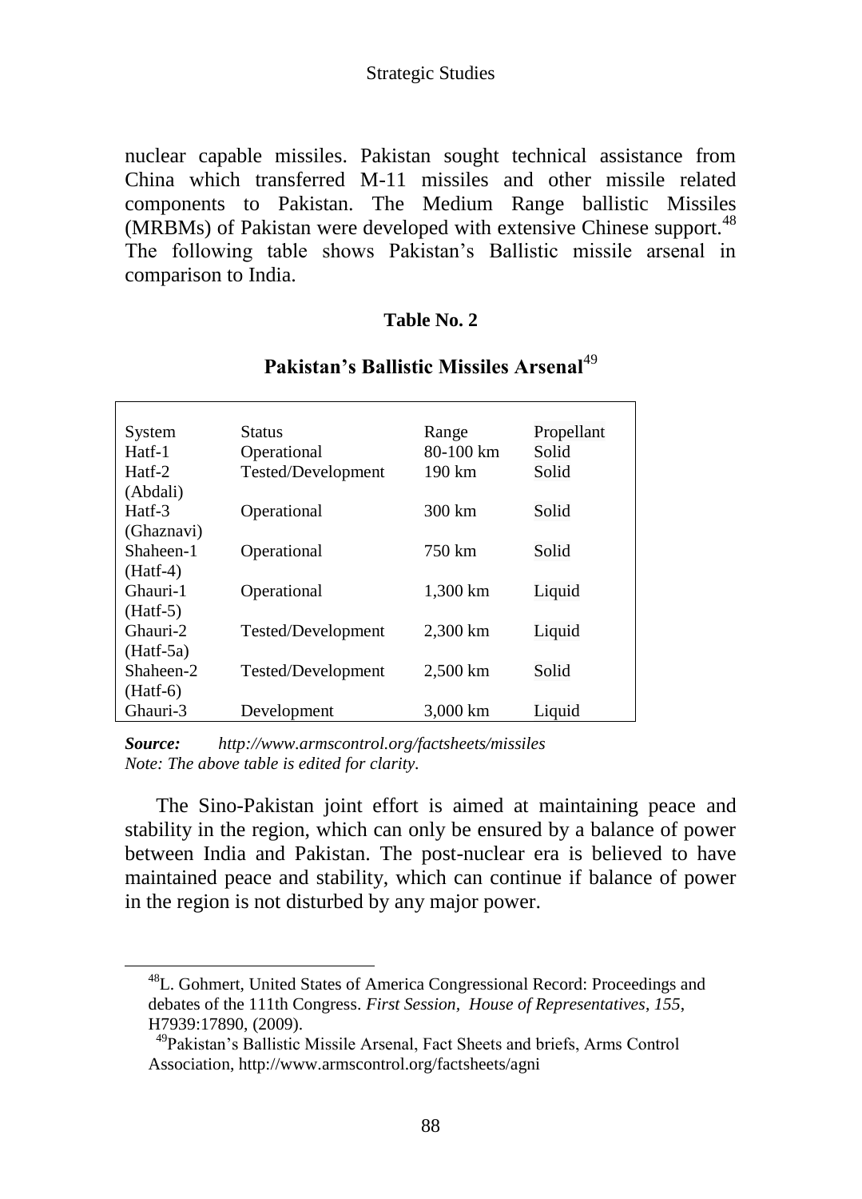nuclear capable missiles. Pakistan sought technical assistance from China which transferred M-11 missiles and other missile related components to Pakistan. The Medium Range ballistic Missiles (MRBMs) of Pakistan were developed with extensive Chinese support.[48] The following table shows Pakistan's Ballistic missile arsenal in comparison to India.

**Table No. 2**

**Pakistan's Ballistic Missiles Arsenal**[49]

| System | Status | Range | Propellant |
|---|---|---|---|
| Hatf-1 | Operational | 80-100 km | Solid |
| Hatf-2 (Abdali) | Tested/Development | 190 km | Solid |
| Hatf-3 (Ghaznavi) | Operational | 300 km | Solid |
| Shaheen-1 (Hatf-4) | Operational | 750 km | Solid |
| Ghauri-1 (Hatf-5) | Operational | 1,300 km | Liquid |
| Ghauri-2 (Hatf-5a) | Tested/Development | 2,300 km | Liquid |
| Shaheen-2 (Hatf-6) | Tested/Development | 2,500 km | Solid |
| Ghauri-3 | Development | 3,000 km | Liquid |

***Source:*** *http://www.armscontrol.org/factsheets/missiles*
*Note: The above table is edited for clarity.*

The Sino-Pakistan joint effort is aimed at maintaining peace and stability in the region, which can only be ensured by a balance of power between India and Pakistan. The post-nuclear era is believed to have maintained peace and stability, which can continue if balance of power in the region is not disturbed by any major power.

---

[48] L. Gohmert, United States of America Congressional Record: Proceedings and debates of the 111th Congress. *First Session, House of Representatives*, *155*, H7939:17890, (2009).

[49] Pakistan's Ballistic Missile Arsenal, Fact Sheets and briefs, Arms Control Association, http://www.armscontrol.org/factsheets/agni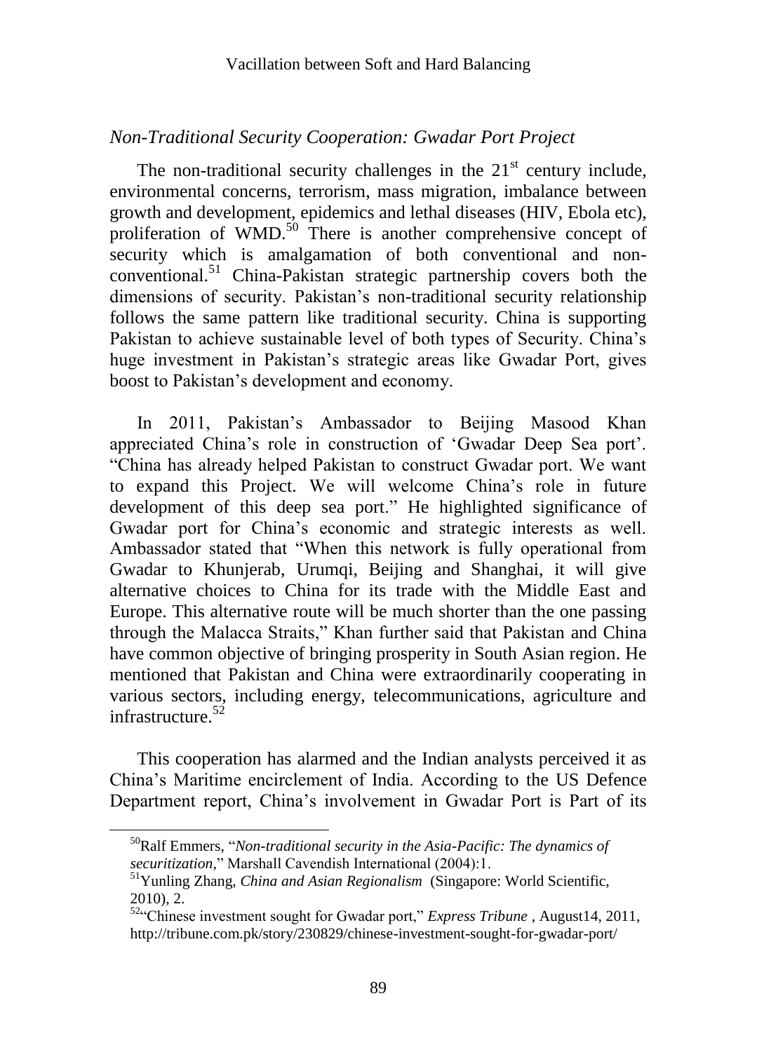*Non-Traditional Security Cooperation: Gwadar Port Project*

The non-traditional security challenges in the 21st century include, environmental concerns, terrorism, mass migration, imbalance between growth and development, epidemics and lethal diseases (HIV, Ebola etc), proliferation of WMD.[50] There is another comprehensive concept of security which is amalgamation of both conventional and non-conventional.[51] China-Pakistan strategic partnership covers both the dimensions of security. Pakistan's non-traditional security relationship follows the same pattern like traditional security. China is supporting Pakistan to achieve sustainable level of both types of Security. China's huge investment in Pakistan's strategic areas like Gwadar Port, gives boost to Pakistan's development and economy.

In 2011, Pakistan's Ambassador to Beijing Masood Khan appreciated China's role in construction of 'Gwadar Deep Sea port'. "China has already helped Pakistan to construct Gwadar port. We want to expand this Project. We will welcome China's role in future development of this deep sea port." He highlighted significance of Gwadar port for China's economic and strategic interests as well. Ambassador stated that "When this network is fully operational from Gwadar to Khunjerab, Urumqi, Beijing and Shanghai, it will give alternative choices to China for its trade with the Middle East and Europe. This alternative route will be much shorter than the one passing through the Malacca Straits," Khan further said that Pakistan and China have common objective of bringing prosperity in South Asian region. He mentioned that Pakistan and China were extraordinarily cooperating in various sectors, including energy, telecommunications, agriculture and infrastructure.[52]

This cooperation has alarmed and the Indian analysts perceived it as China's Maritime encirclement of India. According to the US Defence Department report, China's involvement in Gwadar Port is Part of its

---

[50] Ralf Emmers, "*Non-traditional security in the Asia-Pacific: The dynamics of securitization*," Marshall Cavendish International (2004):1.

[51] Yunling Zhang, *China and Asian Regionalism* (Singapore: World Scientific, 2010), 2.

[52] "Chinese investment sought for Gwadar port," *Express Tribune* , August14, 2011, http://tribune.com.pk/story/230829/chinese-investment-sought-for-gwadar-port/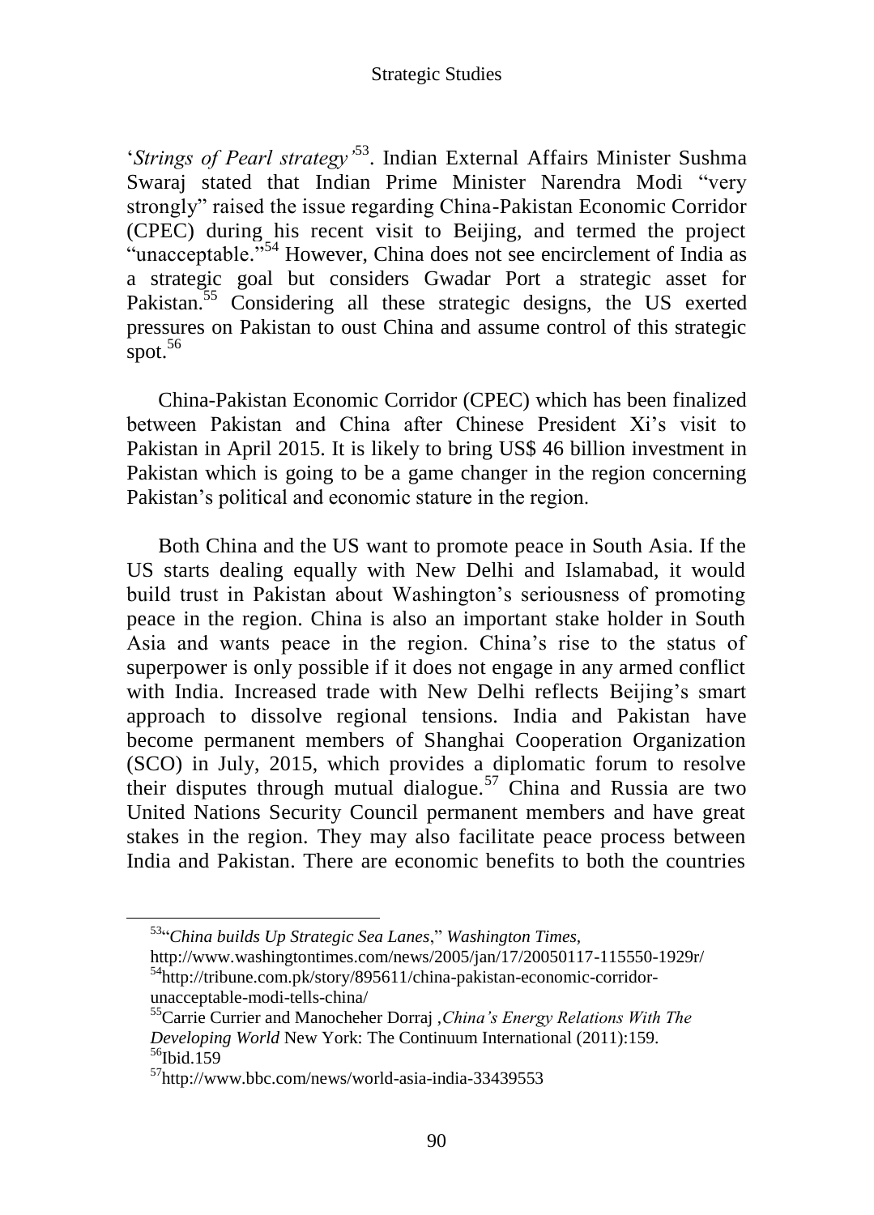'*Strings of Pearl strategy*'[53]. Indian External Affairs Minister Sushma Swaraj stated that Indian Prime Minister Narendra Modi "very strongly" raised the issue regarding China-Pakistan Economic Corridor (CPEC) during his recent visit to Beijing, and termed the project "unacceptable."[54] However, China does not see encirclement of India as a strategic goal but considers Gwadar Port a strategic asset for Pakistan.[55] Considering all these strategic designs, the US exerted pressures on Pakistan to oust China and assume control of this strategic spot.[56]

China-Pakistan Economic Corridor (CPEC) which has been finalized between Pakistan and China after Chinese President Xi's visit to Pakistan in April 2015. It is likely to bring US$ 46 billion investment in Pakistan which is going to be a game changer in the region concerning Pakistan's political and economic stature in the region.

Both China and the US want to promote peace in South Asia. If the US starts dealing equally with New Delhi and Islamabad, it would build trust in Pakistan about Washington's seriousness of promoting peace in the region. China is also an important stake holder in South Asia and wants peace in the region. China's rise to the status of superpower is only possible if it does not engage in any armed conflict with India. Increased trade with New Delhi reflects Beijing's smart approach to dissolve regional tensions. India and Pakistan have become permanent members of Shanghai Cooperation Organization (SCO) in July, 2015, which provides a diplomatic forum to resolve their disputes through mutual dialogue.[57] China and Russia are two United Nations Security Council permanent members and have great stakes in the region. They may also facilitate peace process between India and Pakistan. There are economic benefits to both the countries

---

[53] "*China builds Up Strategic Sea Lanes*," *Washington Times*, http://www.washingtontimes.com/news/2005/jan/17/20050117-115550-1929r/

[54] http://tribune.com.pk/story/895611/china-pakistan-economic-corridor-unacceptable-modi-tells-china/

[55] Carrie Currier and Manocheher Dorraj ,*China's Energy Relations With The Developing World* New York: The Continuum International (2011):159.

[56] Ibid.159

[57] http://www.bbc.com/news/world-asia-india-33439553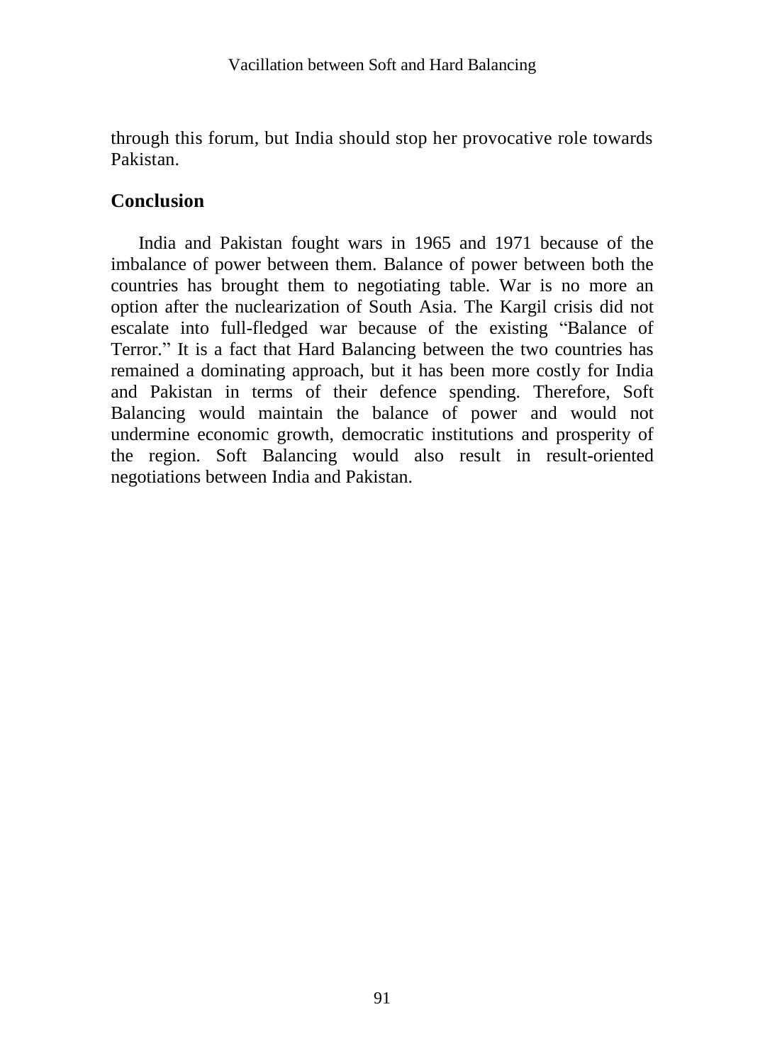through this forum, but India should stop her provocative role towards Pakistan.

## Conclusion

India and Pakistan fought wars in 1965 and 1971 because of the imbalance of power between them. Balance of power between both the countries has brought them to negotiating table. War is no more an option after the nuclearization of South Asia. The Kargil crisis did not escalate into full-fledged war because of the existing "Balance of Terror." It is a fact that Hard Balancing between the two countries has remained a dominating approach, but it has been more costly for India and Pakistan in terms of their defence spending. Therefore, Soft Balancing would maintain the balance of power and would not undermine economic growth, democratic institutions and prosperity of the region. Soft Balancing would also result in result-oriented negotiations between India and Pakistan.